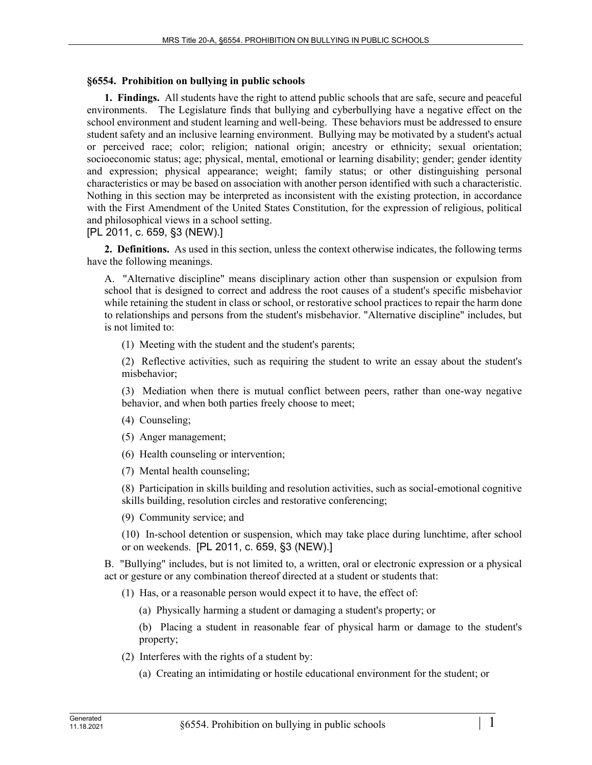## §6554. Prohibition on bullying in public schools

**1. Findings.** All students have the right to attend public schools that are safe, secure and peaceful environments. The Legislature finds that bullying and cyberbullying have a negative effect on the school environment and student learning and well-being. These behaviors must be addressed to ensure student safety and an inclusive learning environment. Bullying may be motivated by a student's actual or perceived race; color; religion; national origin; ancestry or ethnicity; sexual orientation; socioeconomic status; age; physical, mental, emotional or learning disability; gender; gender identity and expression; physical appearance; weight; family status; or other distinguishing personal characteristics or may be based on association with another person identified with such a characteristic. Nothing in this section may be interpreted as inconsistent with the existing protection, in accordance with the First Amendment of the United States Constitution, for the expression of religious, political and philosophical views in a school setting.

[PL 2011, c. 659, §3 (NEW).]

**2. Definitions.** As used in this section, unless the context otherwise indicates, the following terms have the following meanings.

A. "Alternative discipline" means disciplinary action other than suspension or expulsion from school that is designed to correct and address the root causes of a student's specific misbehavior while retaining the student in class or school, or restorative school practices to repair the harm done to relationships and persons from the student's misbehavior. "Alternative discipline" includes, but is not limited to:

(1) Meeting with the student and the student's parents;

(2) Reflective activities, such as requiring the student to write an essay about the student's misbehavior;

(3) Mediation when there is mutual conflict between peers, rather than one-way negative behavior, and when both parties freely choose to meet;

(4) Counseling;

(5) Anger management;

(6) Health counseling or intervention;

(7) Mental health counseling;

(8) Participation in skills building and resolution activities, such as social-emotional cognitive skills building, resolution circles and restorative conferencing;

(9) Community service; and

(10) In-school detention or suspension, which may take place during lunchtime, after school or on weekends. [PL 2011, c. 659, §3 (NEW).]

B. "Bullying" includes, but is not limited to, a written, oral or electronic expression or a physical act or gesture or any combination thereof directed at a student or students that:

(1) Has, or a reasonable person would expect it to have, the effect of:

(a) Physically harming a student or damaging a student's property; or

(b) Placing a student in reasonable fear of physical harm or damage to the student's property;

(2) Interferes with the rights of a student by:

(a) Creating an intimidating or hostile educational environment for the student; or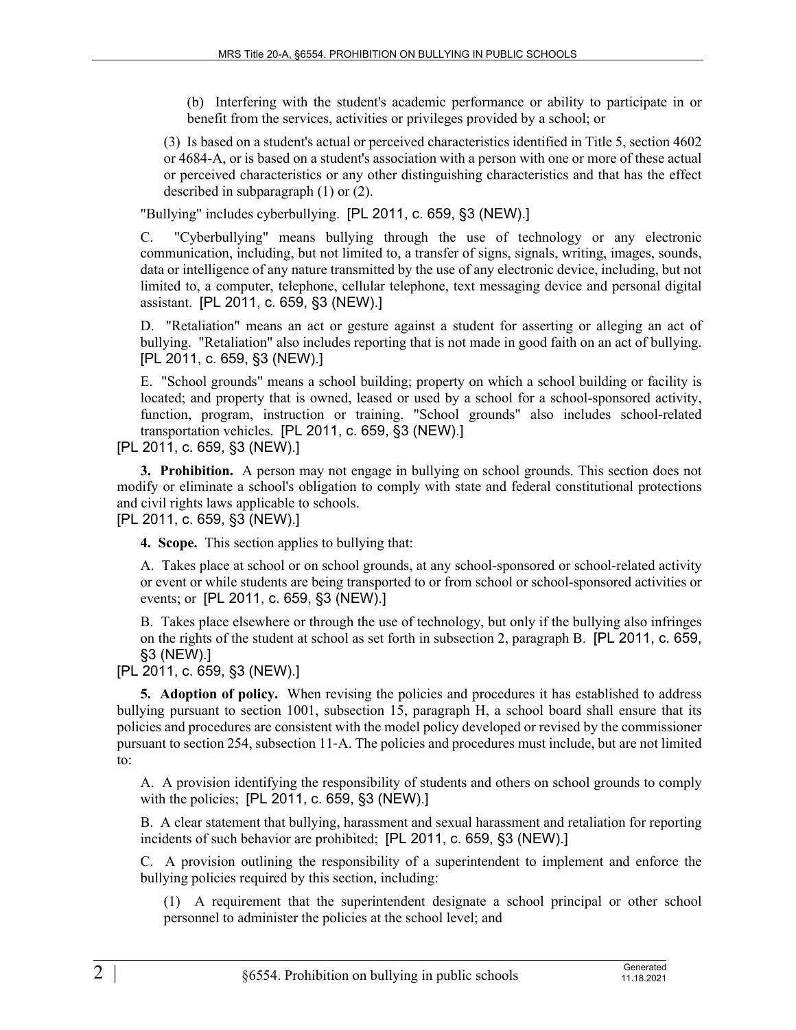(b) Interfering with the student's academic performance or ability to participate in or benefit from the services, activities or privileges provided by a school; or

(3) Is based on a student's actual or perceived characteristics identified in Title 5, section 4602 or 4684-A, or is based on a student's association with a person with one or more of these actual or perceived characteristics or any other distinguishing characteristics and that has the effect described in subparagraph (1) or (2).

"Bullying" includes cyberbullying. [PL 2011, c. 659, §3 (NEW).]

C. "Cyberbullying" means bullying through the use of technology or any electronic communication, including, but not limited to, a transfer of signs, signals, writing, images, sounds, data or intelligence of any nature transmitted by the use of any electronic device, including, but not limited to, a computer, telephone, cellular telephone, text messaging device and personal digital assistant. [PL 2011, c. 659, §3 (NEW).]

D. "Retaliation" means an act or gesture against a student for asserting or alleging an act of bullying. "Retaliation" also includes reporting that is not made in good faith on an act of bullying. [PL 2011, c. 659, §3 (NEW).]

E. "School grounds" means a school building; property on which a school building or facility is located; and property that is owned, leased or used by a school for a school-sponsored activity, function, program, instruction or training. "School grounds" also includes school-related transportation vehicles. [PL 2011, c. 659, §3 (NEW).]

[PL 2011, c. 659, §3 (NEW).]

**3. Prohibition.** A person may not engage in bullying on school grounds. This section does not modify or eliminate a school's obligation to comply with state and federal constitutional protections and civil rights laws applicable to schools.

[PL 2011, c. 659, §3 (NEW).]

**4. Scope.** This section applies to bullying that:

A. Takes place at school or on school grounds, at any school-sponsored or school-related activity or event or while students are being transported to or from school or school-sponsored activities or events; or [PL 2011, c. 659, §3 (NEW).]

B. Takes place elsewhere or through the use of technology, but only if the bullying also infringes on the rights of the student at school as set forth in subsection 2, paragraph B. [PL 2011, c. 659, §3 (NEW).]

[PL 2011, c. 659, §3 (NEW).]

**5. Adoption of policy.** When revising the policies and procedures it has established to address bullying pursuant to section 1001, subsection 15, paragraph H, a school board shall ensure that its policies and procedures are consistent with the model policy developed or revised by the commissioner pursuant to section 254, subsection 11-A. The policies and procedures must include, but are not limited to:

A. A provision identifying the responsibility of students and others on school grounds to comply with the policies; [PL 2011, c. 659, §3 (NEW).]

B. A clear statement that bullying, harassment and sexual harassment and retaliation for reporting incidents of such behavior are prohibited; [PL 2011, c. 659, §3 (NEW).]

C. A provision outlining the responsibility of a superintendent to implement and enforce the bullying policies required by this section, including:

(1) A requirement that the superintendent designate a school principal or other school personnel to administer the policies at the school level; and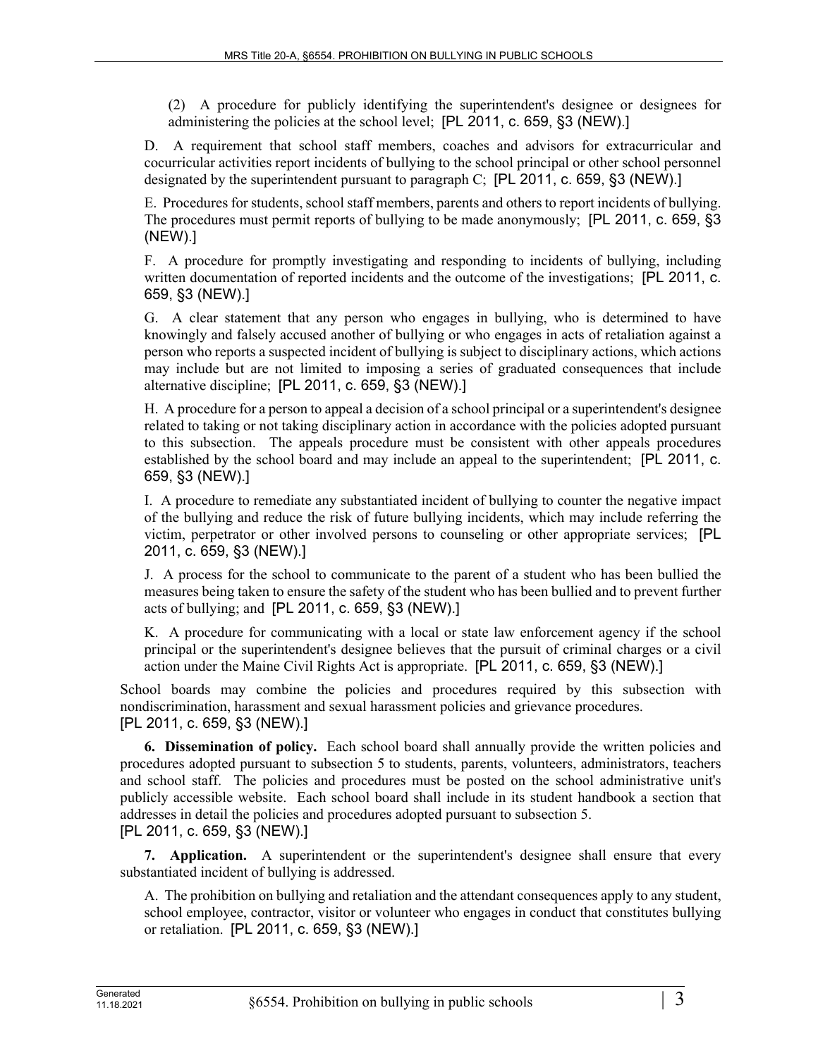(2) A procedure for publicly identifying the superintendent's designee or designees for administering the policies at the school level; [PL 2011, c. 659, §3 (NEW).]

D. A requirement that school staff members, coaches and advisors for extracurricular and cocurricular activities report incidents of bullying to the school principal or other school personnel designated by the superintendent pursuant to paragraph C; [PL 2011, c. 659, §3 (NEW).]

E. Procedures for students, school staff members, parents and others to report incidents of bullying. The procedures must permit reports of bullying to be made anonymously; [PL 2011, c. 659, §3 (NEW).]

F. A procedure for promptly investigating and responding to incidents of bullying, including written documentation of reported incidents and the outcome of the investigations; [PL 2011, c. 659, §3 (NEW).]

G. A clear statement that any person who engages in bullying, who is determined to have knowingly and falsely accused another of bullying or who engages in acts of retaliation against a person who reports a suspected incident of bullying is subject to disciplinary actions, which actions may include but are not limited to imposing a series of graduated consequences that include alternative discipline; [PL 2011, c. 659, §3 (NEW).]

H. A procedure for a person to appeal a decision of a school principal or a superintendent's designee related to taking or not taking disciplinary action in accordance with the policies adopted pursuant to this subsection. The appeals procedure must be consistent with other appeals procedures established by the school board and may include an appeal to the superintendent; [PL 2011, c. 659, §3 (NEW).]

I. A procedure to remediate any substantiated incident of bullying to counter the negative impact of the bullying and reduce the risk of future bullying incidents, which may include referring the victim, perpetrator or other involved persons to counseling or other appropriate services; [PL 2011, c. 659, §3 (NEW).]

J. A process for the school to communicate to the parent of a student who has been bullied the measures being taken to ensure the safety of the student who has been bullied and to prevent further acts of bullying; and [PL 2011, c. 659, §3 (NEW).]

K. A procedure for communicating with a local or state law enforcement agency if the school principal or the superintendent's designee believes that the pursuit of criminal charges or a civil action under the Maine Civil Rights Act is appropriate. [PL 2011, c. 659, §3 (NEW).]

School boards may combine the policies and procedures required by this subsection with nondiscrimination, harassment and sexual harassment policies and grievance procedures.
[PL 2011, c. 659, §3 (NEW).]

**6. Dissemination of policy.** Each school board shall annually provide the written policies and procedures adopted pursuant to subsection 5 to students, parents, volunteers, administrators, teachers and school staff. The policies and procedures must be posted on the school administrative unit's publicly accessible website. Each school board shall include in its student handbook a section that addresses in detail the policies and procedures adopted pursuant to subsection 5.
[PL 2011, c. 659, §3 (NEW).]

**7. Application.** A superintendent or the superintendent's designee shall ensure that every substantiated incident of bullying is addressed.

A. The prohibition on bullying and retaliation and the attendant consequences apply to any student, school employee, contractor, visitor or volunteer who engages in conduct that constitutes bullying or retaliation. [PL 2011, c. 659, §3 (NEW).]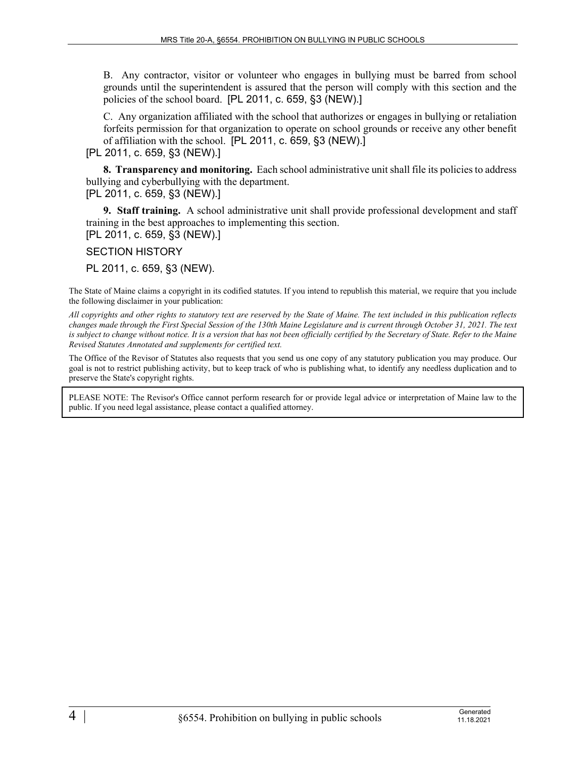B. Any contractor, visitor or volunteer who engages in bullying must be barred from school grounds until the superintendent is assured that the person will comply with this section and the policies of the school board. [PL 2011, c. 659, §3 (NEW).]

C. Any organization affiliated with the school that authorizes or engages in bullying or retaliation forfeits permission for that organization to operate on school grounds or receive any other benefit of affiliation with the school. [PL 2011, c. 659, §3 (NEW).]

[PL 2011, c. 659, §3 (NEW).]

**8. Transparency and monitoring.** Each school administrative unit shall file its policies to address bullying and cyberbullying with the department.

[PL 2011, c. 659, §3 (NEW).]

**9. Staff training.** A school administrative unit shall provide professional development and staff training in the best approaches to implementing this section.

[PL 2011, c. 659, §3 (NEW).]

SECTION HISTORY

PL 2011, c. 659, §3 (NEW).

The State of Maine claims a copyright in its codified statutes. If you intend to republish this material, we require that you include the following disclaimer in your publication:

*All copyrights and other rights to statutory text are reserved by the State of Maine. The text included in this publication reflects changes made through the First Special Session of the 130th Maine Legislature and is current through October 31, 2021. The text is subject to change without notice. It is a version that has not been officially certified by the Secretary of State. Refer to the Maine Revised Statutes Annotated and supplements for certified text.*

The Office of the Revisor of Statutes also requests that you send us one copy of any statutory publication you may produce. Our goal is not to restrict publishing activity, but to keep track of who is publishing what, to identify any needless duplication and to preserve the State's copyright rights.

PLEASE NOTE: The Revisor's Office cannot perform research for or provide legal advice or interpretation of Maine law to the public. If you need legal assistance, please contact a qualified attorney.